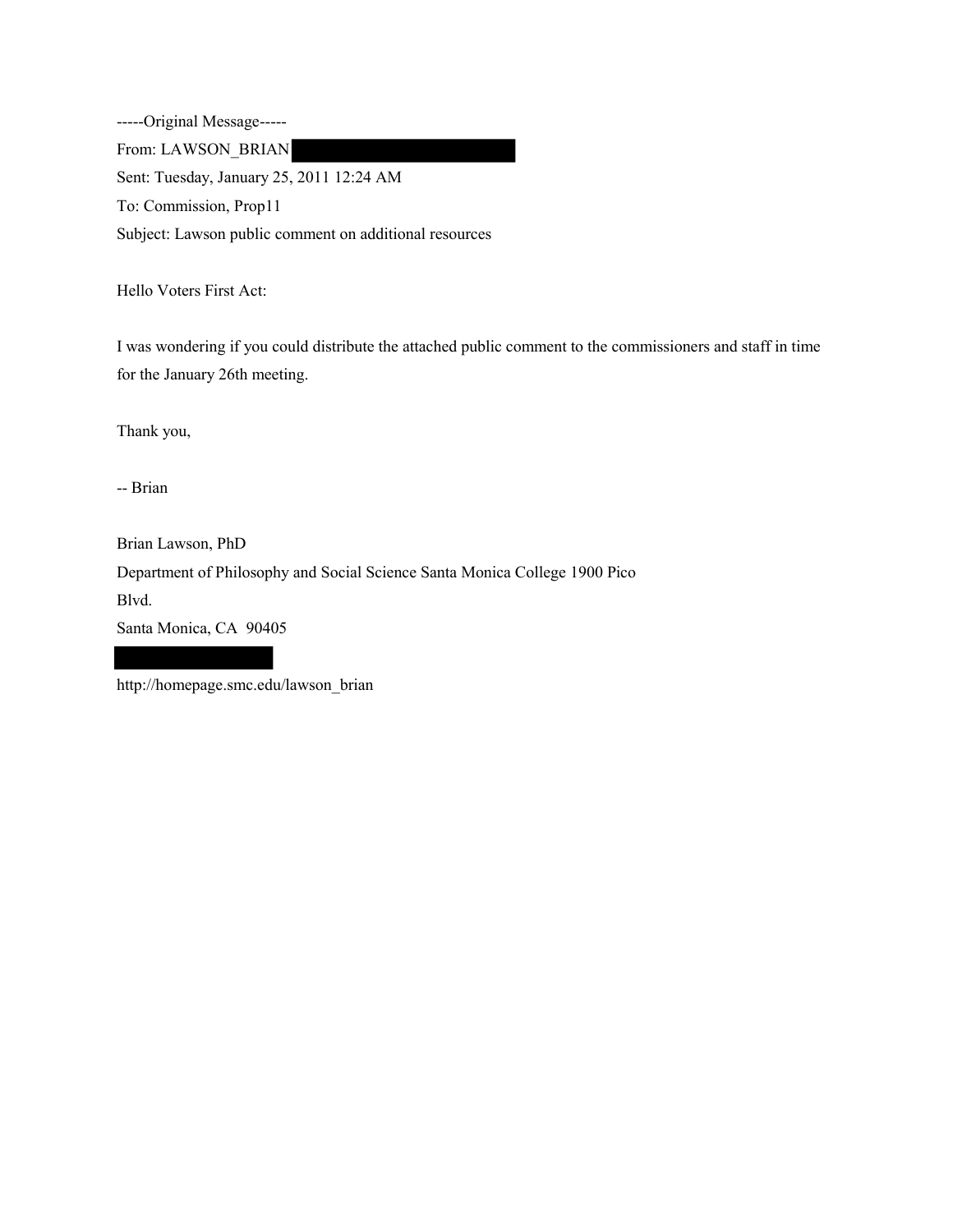-----Original Message-----
From: LAWSON_BRIAN
Sent: Tuesday, January 25, 2011 12:24 AM
To: Commission, Prop11
Subject: Lawson public comment on additional resources

Hello Voters First Act:

I was wondering if you could distribute the attached public comment to the commissioners and staff in time for the January 26th meeting.

Thank you,

-- Brian

Brian Lawson, PhD
Department of Philosophy and Social Science Santa Monica College 1900 Pico Blvd.
Santa Monica, CA 90405

http://homepage.smc.edu/lawson_brian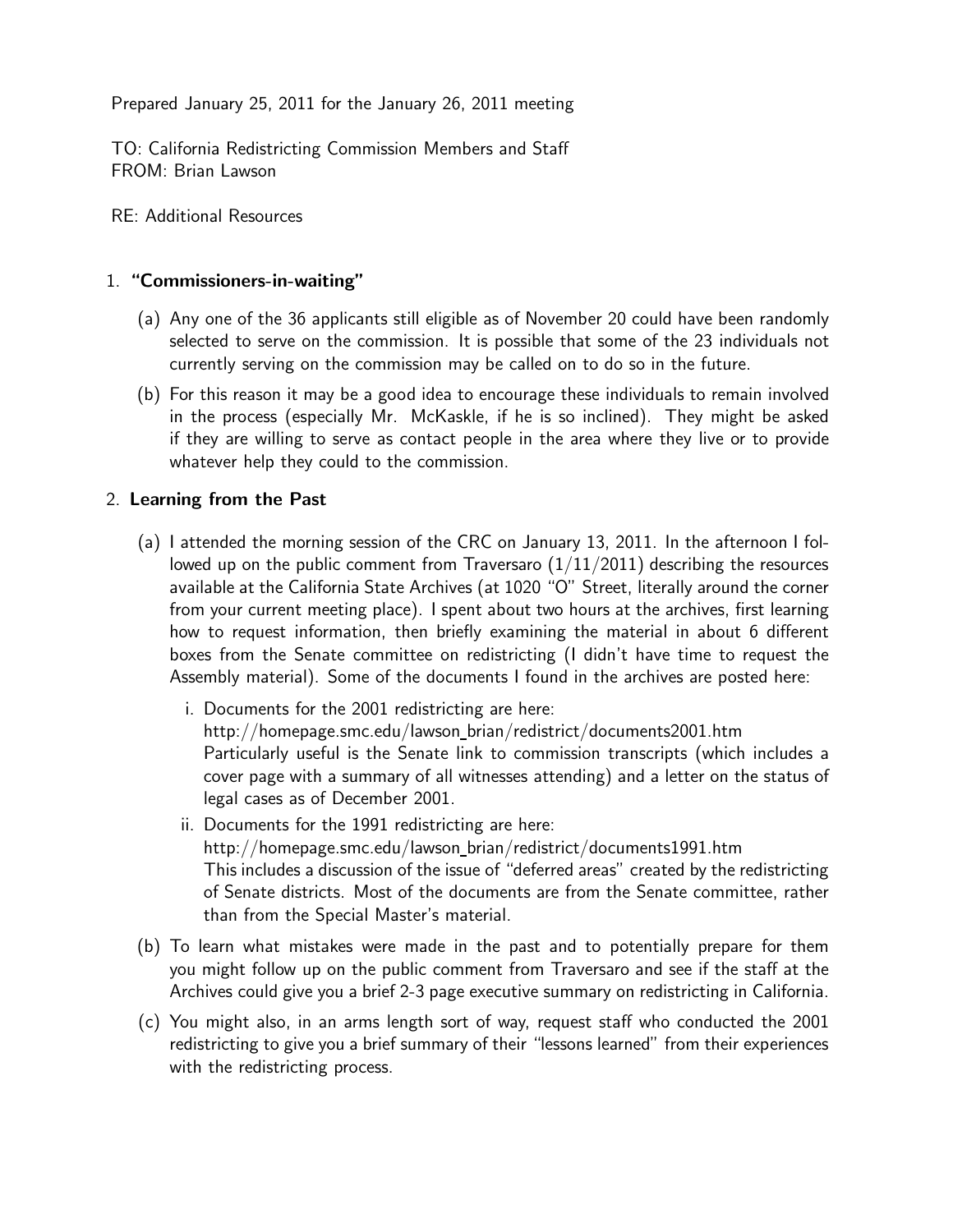Prepared January 25, 2011 for the January 26, 2011 meeting

TO: California Redistricting Commission Members and Staff
FROM: Brian Lawson

RE: Additional Resources

1. **"Commissioners-in-waiting"**
   (a) Any one of the 36 applicants still eligible as of November 20 could have been randomly selected to serve on the commission. It is possible that some of the 23 individuals not currently serving on the commission may be called on to do so in the future.
   (b) For this reason it may be a good idea to encourage these individuals to remain involved in the process (especially Mr. McKaskle, if he is so inclined). They might be asked if they are willing to serve as contact people in the area where they live or to provide whatever help they could to the commission.

2. **Learning from the Past**
   (a) I attended the morning session of the CRC on January 13, 2011. In the afternoon I followed up on the public comment from Traversaro (1/11/2011) describing the resources available at the California State Archives (at 1020 "O" Street, literally around the corner from your current meeting place). I spent about two hours at the archives, first learning how to request information, then briefly examining the material in about 6 different boxes from the Senate committee on redistricting (I didn't have time to request the Assembly material). Some of the documents I found in the archives are posted here:
      i. Documents for the 2001 redistricting are here:
      http://homepage.smc.edu/lawson_brian/redistrict/documents2001.htm
      Particularly useful is the Senate link to commission transcripts (which includes a cover page with a summary of all witnesses attending) and a letter on the status of legal cases as of December 2001.
      ii. Documents for the 1991 redistricting are here:
      http://homepage.smc.edu/lawson_brian/redistrict/documents1991.htm
      This includes a discussion of the issue of "deferred areas" created by the redistricting of Senate districts. Most of the documents are from the Senate committee, rather than from the Special Master's material.
   (b) To learn what mistakes were made in the past and to potentially prepare for them you might follow up on the public comment from Traversaro and see if the staff at the Archives could give you a brief 2-3 page executive summary on redistricting in California.
   (c) You might also, in an arms length sort of way, request staff who conducted the 2001 redistricting to give you a brief summary of their "lessons learned" from their experiences with the redistricting process.